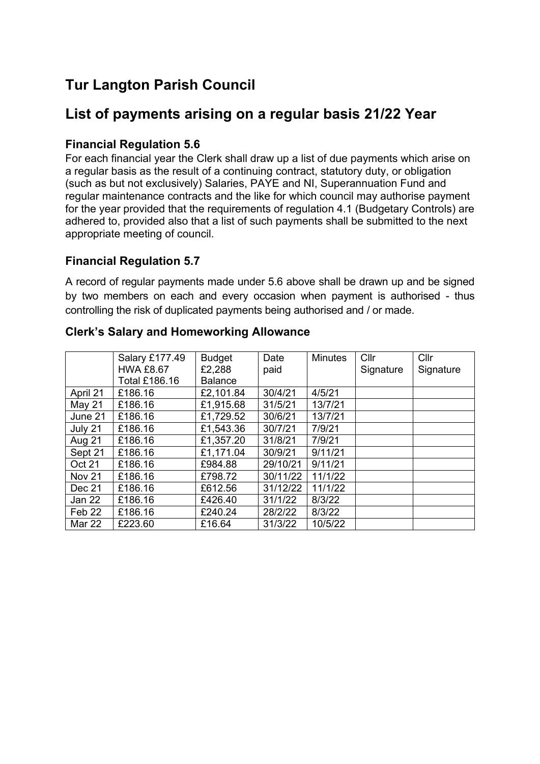# Tur Langton Parish Council

# List of payments arising on a regular basis 21/22 Year

### Financial Regulation 5.6

For each financial year the Clerk shall draw up a list of due payments which arise on a regular basis as the result of a continuing contract, statutory duty, or obligation (such as but not exclusively) Salaries, PAYE and NI, Superannuation Fund and regular maintenance contracts and the like for which council may authorise payment for the year provided that the requirements of regulation 4.1 (Budgetary Controls) are adhered to, provided also that a list of such payments shall be submitted to the next appropriate meeting of council.

### Financial Regulation 5.7

A record of regular payments made under 5.6 above shall be drawn up and be signed by two members on each and every occasion when payment is authorised - thus controlling the risk of duplicated payments being authorised and / or made.

### Clerk's Salary and Homeworking Allowance

| | Salary £177.49 HWA £8.67 Total £186.16 | Budget £2,288 Balance | Date paid | Minutes | Cllr Signature | Cllr Signature |
|---|---|---|---|---|---|---|
| April 21 | £186.16 | £2,101.84 | 30/4/21 | 4/5/21 | | |
| May 21 | £186.16 | £1,915.68 | 31/5/21 | 13/7/21 | | |
| June 21 | £186.16 | £1,729.52 | 30/6/21 | 13/7/21 | | |
| July 21 | £186.16 | £1,543.36 | 30/7/21 | 7/9/21 | | |
| Aug 21 | £186.16 | £1,357.20 | 31/8/21 | 7/9/21 | | |
| Sept 21 | £186.16 | £1,171.04 | 30/9/21 | 9/11/21 | | |
| Oct 21 | £186.16 | £984.88 | 29/10/21 | 9/11/21 | | |
| Nov 21 | £186.16 | £798.72 | 30/11/22 | 11/1/22 | | |
| Dec 21 | £186.16 | £612.56 | 31/12/22 | 11/1/22 | | |
| Jan 22 | £186.16 | £426.40 | 31/1/22 | 8/3/22 | | |
| Feb 22 | £186.16 | £240.24 | 28/2/22 | 8/3/22 | | |
| Mar 22 | £223.60 | £16.64 | 31/3/22 | 10/5/22 | | |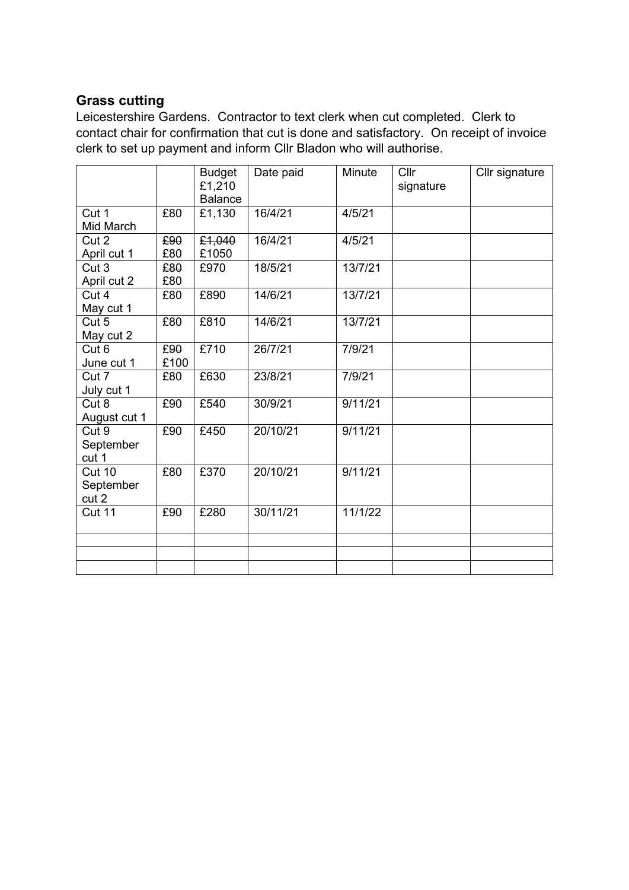## Grass cutting

Leicestershire Gardens. Contractor to text clerk when cut completed. Clerk to contact chair for confirmation that cut is done and satisfactory. On receipt of invoice clerk to set up payment and inform Cllr Bladon who will authorise.

| | | Budget £1,210 Balance | Date paid | Minute | Cllr signature | Cllr signature |
|---|---|---|---|---|---|---|
| Cut 1 Mid March | £80 | £1,130 | 16/4/21 | 4/5/21 | | |
| Cut 2 April cut 1 | ~~£90~~ £80 | ~~£1,040~~ £1050 | 16/4/21 | 4/5/21 | | |
| Cut 3 April cut 2 | ~~£80~~ £80 | £970 | 18/5/21 | 13/7/21 | | |
| Cut 4 May cut 1 | £80 | £890 | 14/6/21 | 13/7/21 | | |
| Cut 5 May cut 2 | £80 | £810 | 14/6/21 | 13/7/21 | | |
| Cut 6 June cut 1 | ~~£90~~ £100 | £710 | 26/7/21 | 7/9/21 | | |
| Cut 7 July cut 1 | £80 | £630 | 23/8/21 | 7/9/21 | | |
| Cut 8 August cut 1 | £90 | £540 | 30/9/21 | 9/11/21 | | |
| Cut 9 September cut 1 | £90 | £450 | 20/10/21 | 9/11/21 | | |
| Cut 10 September cut 2 | £80 | £370 | 20/10/21 | 9/11/21 | | |
| Cut 11 | £90 | £280 | 30/11/21 | 11/1/22 | | |
| | | | | | | |
| | | | | | | |
| | | | | | | |